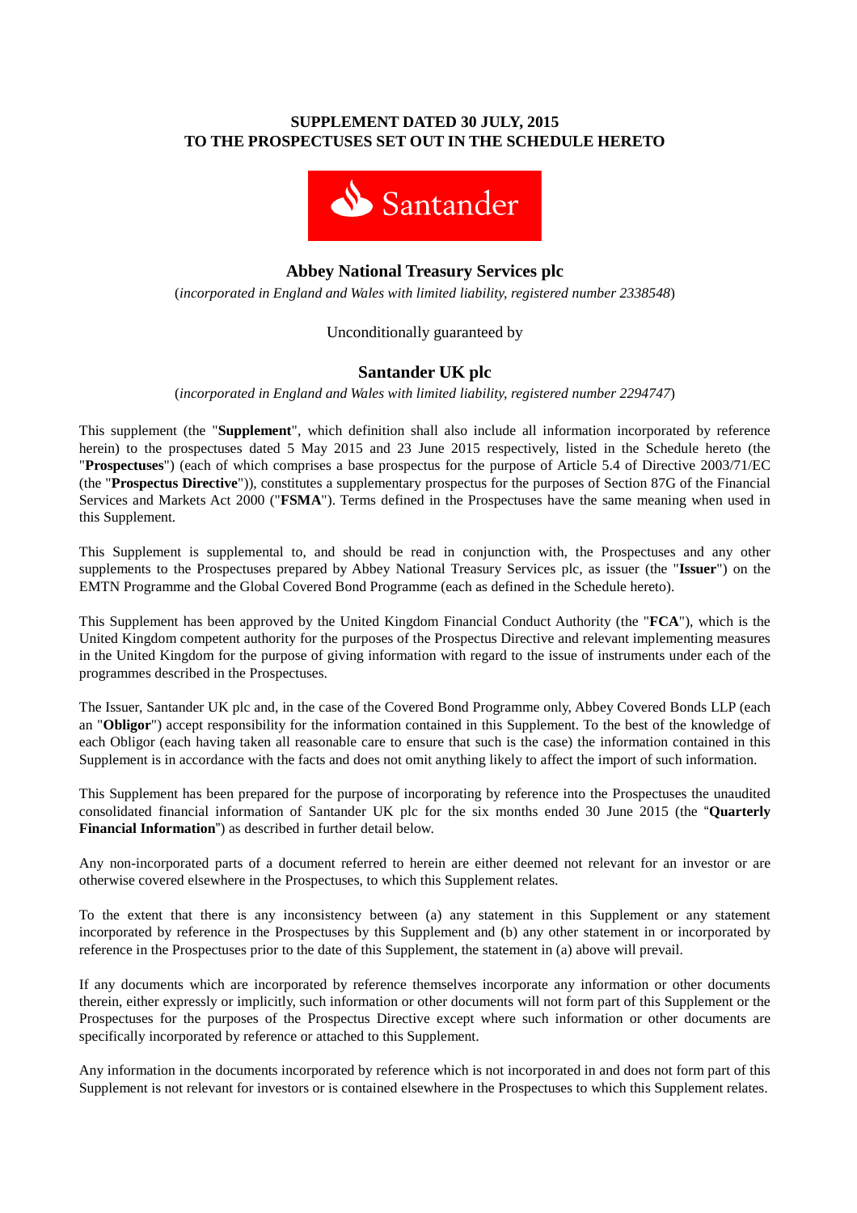**SUPPLEMENT DATED 30 JULY, 2015**
**TO THE PROSPECTUSES SET OUT IN THE SCHEDULE HERETO**

Santander

## Abbey National Treasury Services plc

(*incorporated in England and Wales with limited liability, registered number 2338548*)

Unconditionally guaranteed by

## Santander UK plc

(*incorporated in England and Wales with limited liability, registered number 2294747*)

This supplement (the "**Supplement**", which definition shall also include all information incorporated by reference herein) to the prospectuses dated 5 May 2015 and 23 June 2015 respectively, listed in the Schedule hereto (the "**Prospectuses**") (each of which comprises a base prospectus for the purpose of Article 5.4 of Directive 2003/71/EC (the "**Prospectus Directive**")), constitutes a supplementary prospectus for the purposes of Section 87G of the Financial Services and Markets Act 2000 ("**FSMA**"). Terms defined in the Prospectuses have the same meaning when used in this Supplement.

This Supplement is supplemental to, and should be read in conjunction with, the Prospectuses and any other supplements to the Prospectuses prepared by Abbey National Treasury Services plc, as issuer (the "**Issuer**") on the EMTN Programme and the Global Covered Bond Programme (each as defined in the Schedule hereto).

This Supplement has been approved by the United Kingdom Financial Conduct Authority (the "**FCA**"), which is the United Kingdom competent authority for the purposes of the Prospectus Directive and relevant implementing measures in the United Kingdom for the purpose of giving information with regard to the issue of instruments under each of the programmes described in the Prospectuses.

The Issuer, Santander UK plc and, in the case of the Covered Bond Programme only, Abbey Covered Bonds LLP (each an "**Obligor**") accept responsibility for the information contained in this Supplement. To the best of the knowledge of each Obligor (each having taken all reasonable care to ensure that such is the case) the information contained in this Supplement is in accordance with the facts and does not omit anything likely to affect the import of such information.

This Supplement has been prepared for the purpose of incorporating by reference into the Prospectuses the unaudited consolidated financial information of Santander UK plc for the six months ended 30 June 2015 (the "**Quarterly Financial Information**") as described in further detail below.

Any non-incorporated parts of a document referred to herein are either deemed not relevant for an investor or are otherwise covered elsewhere in the Prospectuses, to which this Supplement relates.

To the extent that there is any inconsistency between (a) any statement in this Supplement or any statement incorporated by reference in the Prospectuses by this Supplement and (b) any other statement in or incorporated by reference in the Prospectuses prior to the date of this Supplement, the statement in (a) above will prevail.

If any documents which are incorporated by reference themselves incorporate any information or other documents therein, either expressly or implicitly, such information or other documents will not form part of this Supplement or the Prospectuses for the purposes of the Prospectus Directive except where such information or other documents are specifically incorporated by reference or attached to this Supplement.

Any information in the documents incorporated by reference which is not incorporated in and does not form part of this Supplement is not relevant for investors or is contained elsewhere in the Prospectuses to which this Supplement relates.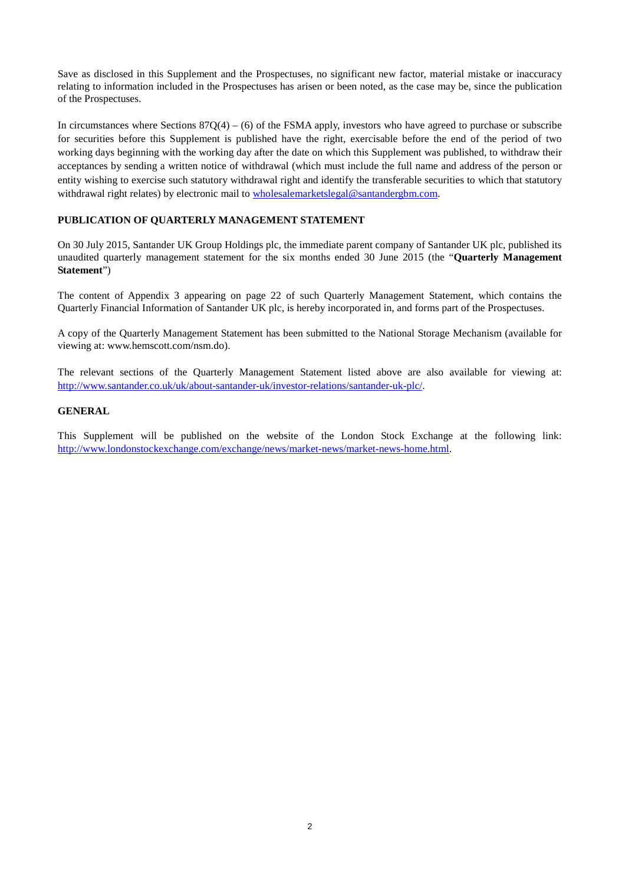Save as disclosed in this Supplement and the Prospectuses, no significant new factor, material mistake or inaccuracy relating to information included in the Prospectuses has arisen or been noted, as the case may be, since the publication of the Prospectuses.

In circumstances where Sections 87Q(4) – (6) of the FSMA apply, investors who have agreed to purchase or subscribe for securities before this Supplement is published have the right, exercisable before the end of the period of two working days beginning with the working day after the date on which this Supplement was published, to withdraw their acceptances by sending a written notice of withdrawal (which must include the full name and address of the person or entity wishing to exercise such statutory withdrawal right and identify the transferable securities to which that statutory withdrawal right relates) by electronic mail to wholesalemarketslegal@santandergbm.com.

**PUBLICATION OF QUARTERLY MANAGEMENT STATEMENT**

On 30 July 2015, Santander UK Group Holdings plc, the immediate parent company of Santander UK plc, published its unaudited quarterly management statement for the six months ended 30 June 2015 (the "**Quarterly Management Statement**")

The content of Appendix 3 appearing on page 22 of such Quarterly Management Statement, which contains the Quarterly Financial Information of Santander UK plc, is hereby incorporated in, and forms part of the Prospectuses.

A copy of the Quarterly Management Statement has been submitted to the National Storage Mechanism (available for viewing at: www.hemscott.com/nsm.do).

The relevant sections of the Quarterly Management Statement listed above are also available for viewing at: http://www.santander.co.uk/uk/about-santander-uk/investor-relations/santander-uk-plc/.

**GENERAL**

This Supplement will be published on the website of the London Stock Exchange at the following link: http://www.londonstockexchange.com/exchange/news/market-news/market-news-home.html.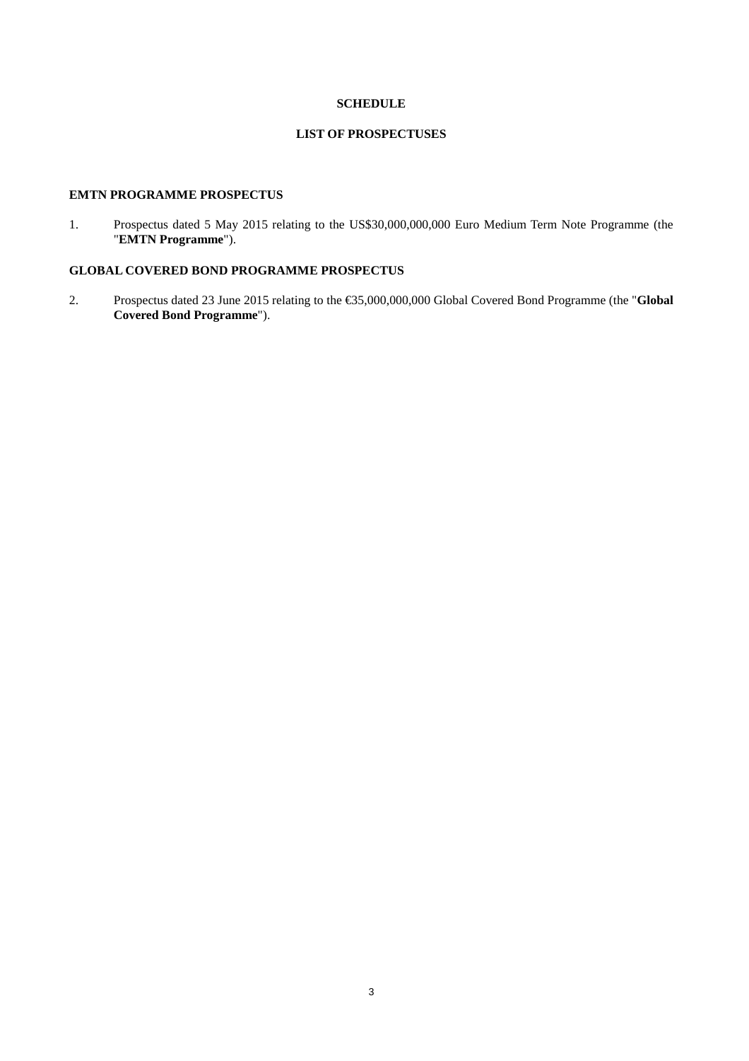# SCHEDULE

## LIST OF PROSPECTUSES

### EMTN PROGRAMME PROSPECTUS

1. Prospectus dated 5 May 2015 relating to the US$30,000,000,000 Euro Medium Term Note Programme (the "**EMTN Programme**").

### GLOBAL COVERED BOND PROGRAMME PROSPECTUS

2. Prospectus dated 23 June 2015 relating to the €35,000,000,000 Global Covered Bond Programme (the "**Global Covered Bond Programme**").